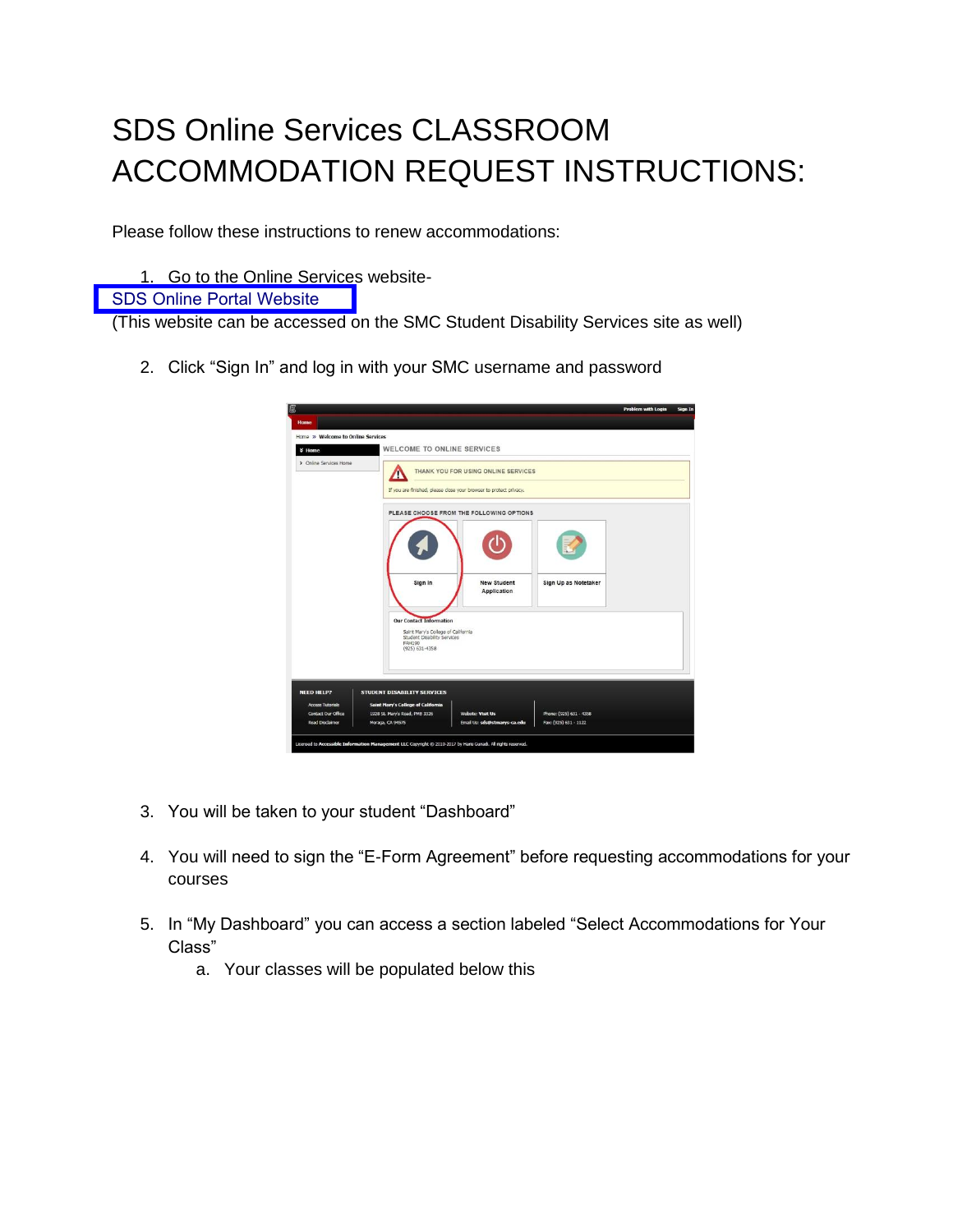# SDS Online Services CLASSROOM ACCOMMODATION REQUEST INSTRUCTIONS:

Please follow these instructions to renew accommodations:

1. Go to the Online Services website- SDS Online Portal Website (This website can be accessed on the SMC Student Disability Services site as well)

2. Click "Sign In" and log in with your SMC username and password

3. You will be taken to your student "Dashboard"

4. You will need to sign the "E-Form Agreement" before requesting accommodations for your courses

5. In "My Dashboard" you can access a section labeled "Select Accommodations for Your Class"
   a. Your classes will be populated below this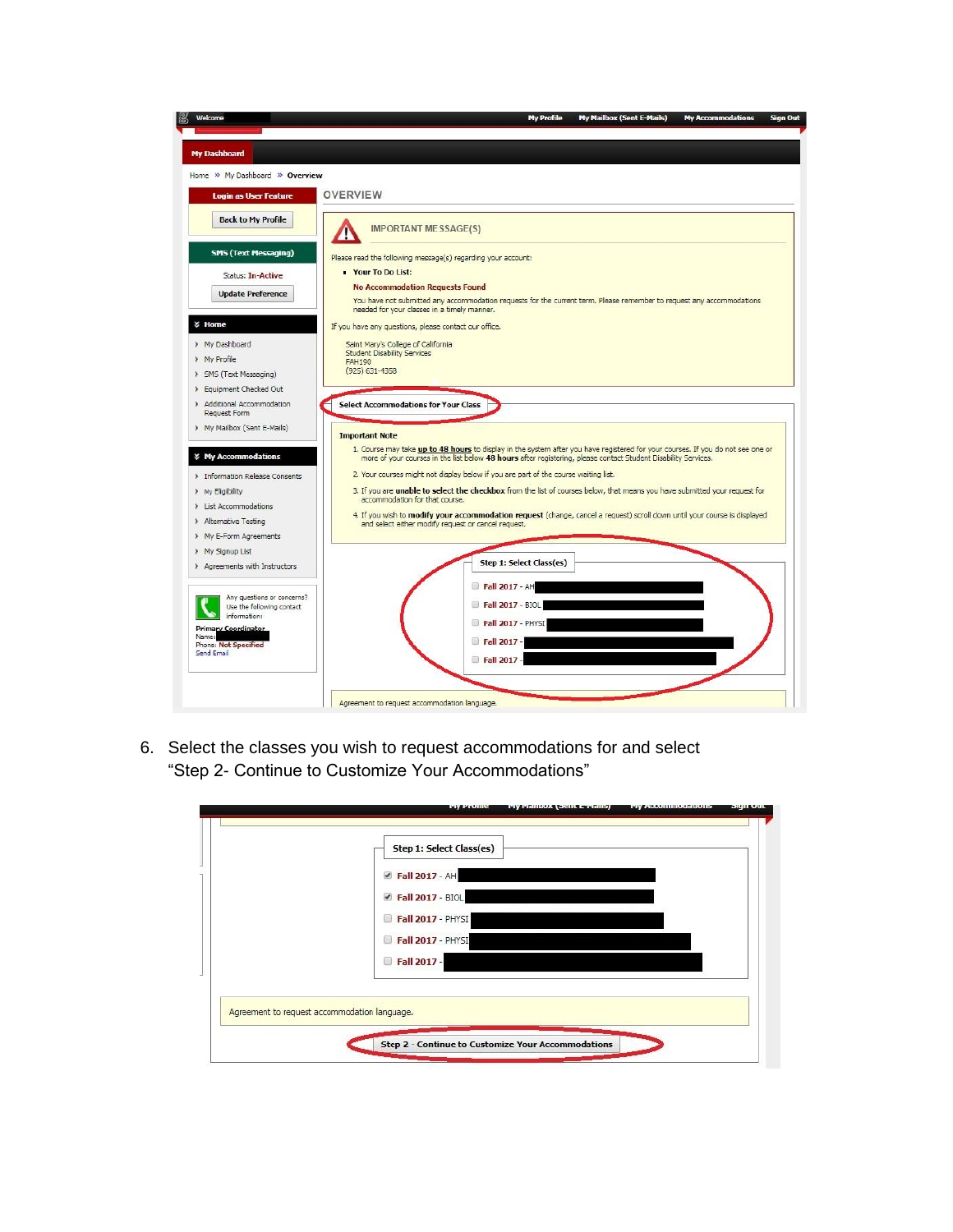Welcome | My Profile | My Mailbox (Sent E-Mails) | My Accommodations | Sign Out

**My Dashboard**

Home » My Dashboard » **Overview**

**Login as User Feature**

Back to My Profile

**SMS (Text Messaging)**

Status: In-Active

Update Preference

**Home**

- My Dashboard
- My Profile
- SMS (Text Messaging)
- Equipment Checked Out
- Additional Accommodation Request Form
- My Mailbox (Sent E-Mails)

**My Accommodations**

- Information Release Consents
- My Eligibility
- List Accommodations
- Alternative Testing
- My E-Form Agreements
- My Signup List
- Agreements with Instructors

Any questions or concerns? Use the following contact information:

**Primary Coordinator**
Name:
Phone: Not Specified
Send Email

## OVERVIEW

**IMPORTANT MESSAGE(S)**

Please read the following message(s) regarding your account:

- **Your To Do List:**

**No Accommodation Requests Found**

You have not submitted any accommodation requests for the current term. Please remember to request any accommodations needed for your classes in a timely manner.

If you have any questions, please contact our office.

Saint Mary's College of California
Student Disability Services
FAH190
(925) 631-4358

**Select Accommodations for Your Class**

**Important Note**

1. Course may take **up to 48 hours** to display in the system after you have registered for your courses. If you do not see one or more of your courses in the list below **48 hours** after registering, please contact Student Disability Services.
2. Your courses might not display below if you are part of the course waiting list.
3. If you are **unable to select the checkbox** from the list of courses below, that means you have submitted your request for accommodation for that course.
4. If you wish to **modify your accommodation request** (change, cancel a request) scroll down until your course is displayed and select either modify request or cancel request.

**Step 1: Select Class(es)**

- [ ] Fall 2017 - AH
- [ ] Fall 2017 - BIOL
- [ ] Fall 2017 - PHYSI
- [ ] Fall 2017 -
- [ ] Fall 2017 -

Agreement to request accommodation language.

6. Select the classes you wish to request accommodations for and select "Step 2- Continue to Customize Your Accommodations"

**Step 1: Select Class(es)**

- [x] Fall 2017 - AH
- [x] Fall 2017 - BIOL
- [ ] Fall 2017 - PHYSI
- [ ] Fall 2017 - PHYSI
- [ ] Fall 2017 -

Agreement to request accommodation language.

Step 2 - Continue to Customize Your Accommodations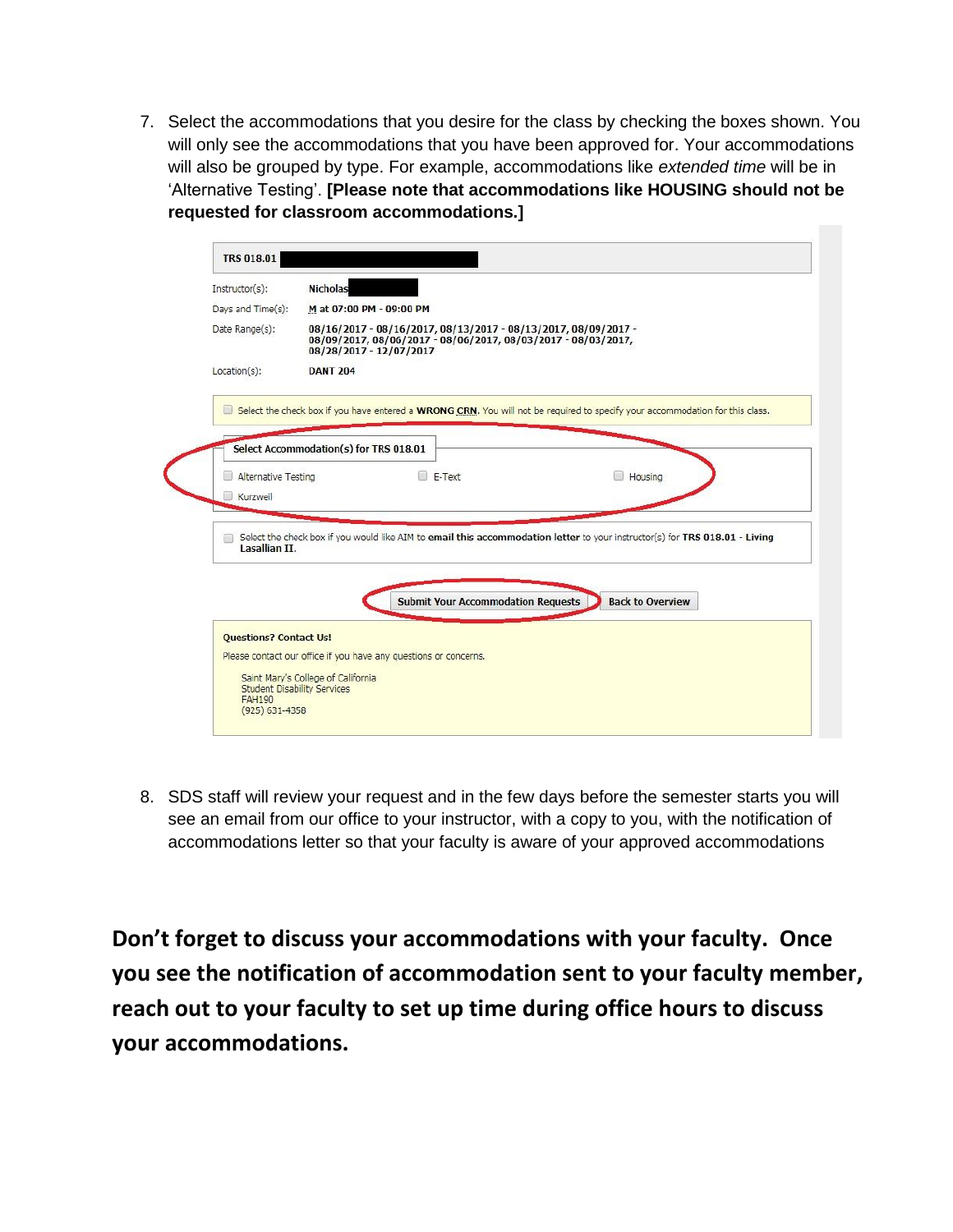7. Select the accommodations that you desire for the class by checking the boxes shown. You will only see the accommodations that you have been approved for. Your accommodations will also be grouped by type. For example, accommodations like *extended time* will be in 'Alternative Testing'. **[Please note that accommodations like HOUSING should not be requested for classroom accommodations.]**

TRS 018.01

Instructor(s): Nicholas

Days and Time(s): M at 07:00 PM - 09:00 PM

Date Range(s): 08/16/2017 - 08/16/2017, 08/13/2017 - 08/13/2017, 08/09/2017 - 08/09/2017, 08/06/2017 - 08/06/2017, 08/03/2017 - 08/03/2017, 08/28/2017 - 12/07/2017

Location(s): DANT 204

Select the check box if you have entered a **WRONG CRN**. You will not be required to specify your accommodation for this class.

**Select Accommodation(s) for TRS 018.01**

Alternative Testing

E-Text

Housing

Kurzweil

Select the check box if you would like AIM to **email this accommodation letter** to your instructor(s) for **TRS 018.01 - Living Lasallian II**.

Submit Your Accommodation Requests

Back to Overview

**Questions? Contact Us!**

Please contact our office if you have any questions or concerns.

Saint Mary's College of California
Student Disability Services
FAH190
(925) 631-4358

8. SDS staff will review your request and in the few days before the semester starts you will see an email from our office to your instructor, with a copy to you, with the notification of accommodations letter so that your faculty is aware of your approved accommodations

**Don't forget to discuss your accommodations with your faculty. Once you see the notification of accommodation sent to your faculty member, reach out to your faculty to set up time during office hours to discuss your accommodations.**